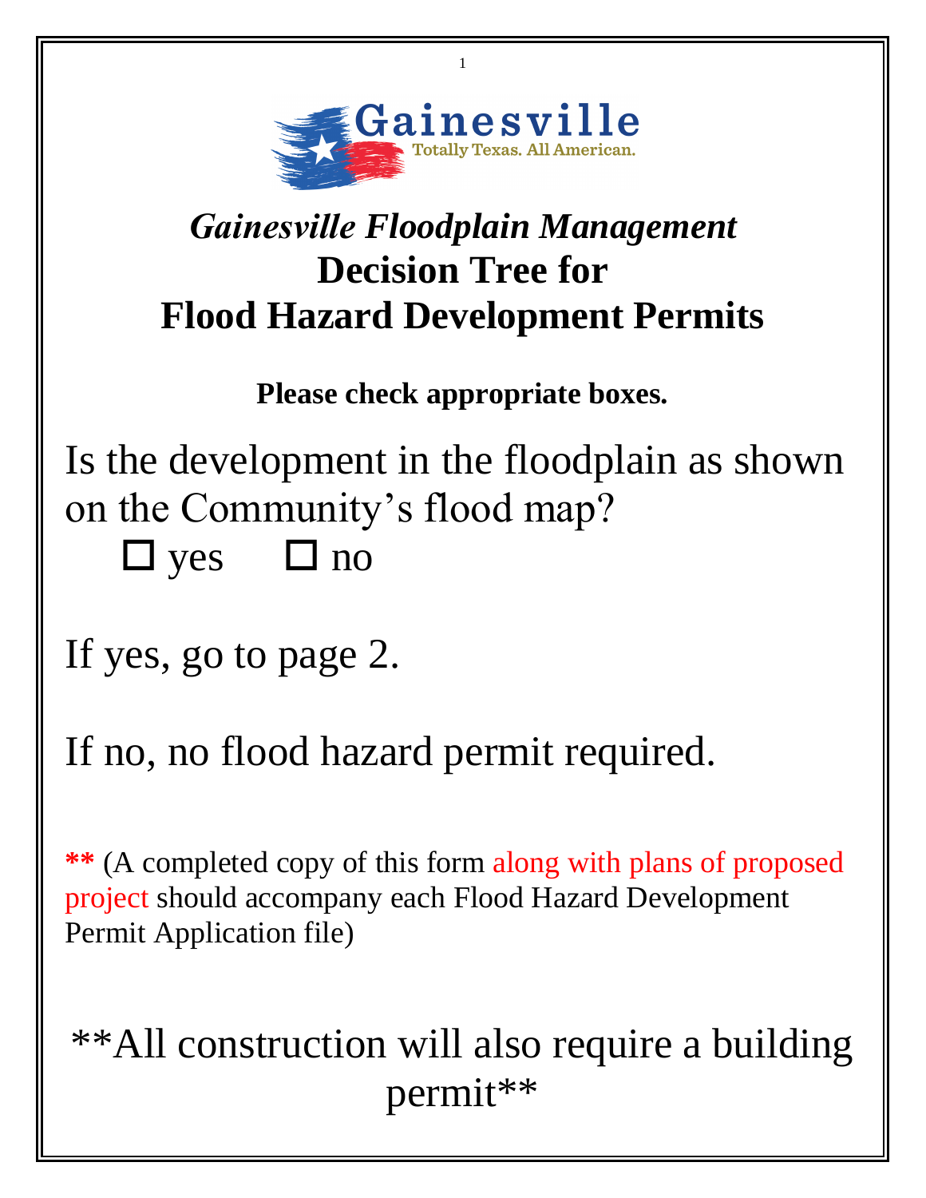Gainesville

Totally Texas. All American.

# *Gainesville Floodplain Management*
# Decision Tree for Flood Hazard Development Permits

**Please check appropriate boxes.**

Is the development in the floodplain as shown on the Community's flood map?

☐ yes ☐ no

If yes, go to page 2.

If no, no flood hazard permit required.

**\*\*** (A completed copy of this form along with plans of proposed project should accompany each Flood Hazard Development Permit Application file)

**All construction will also require a building permit**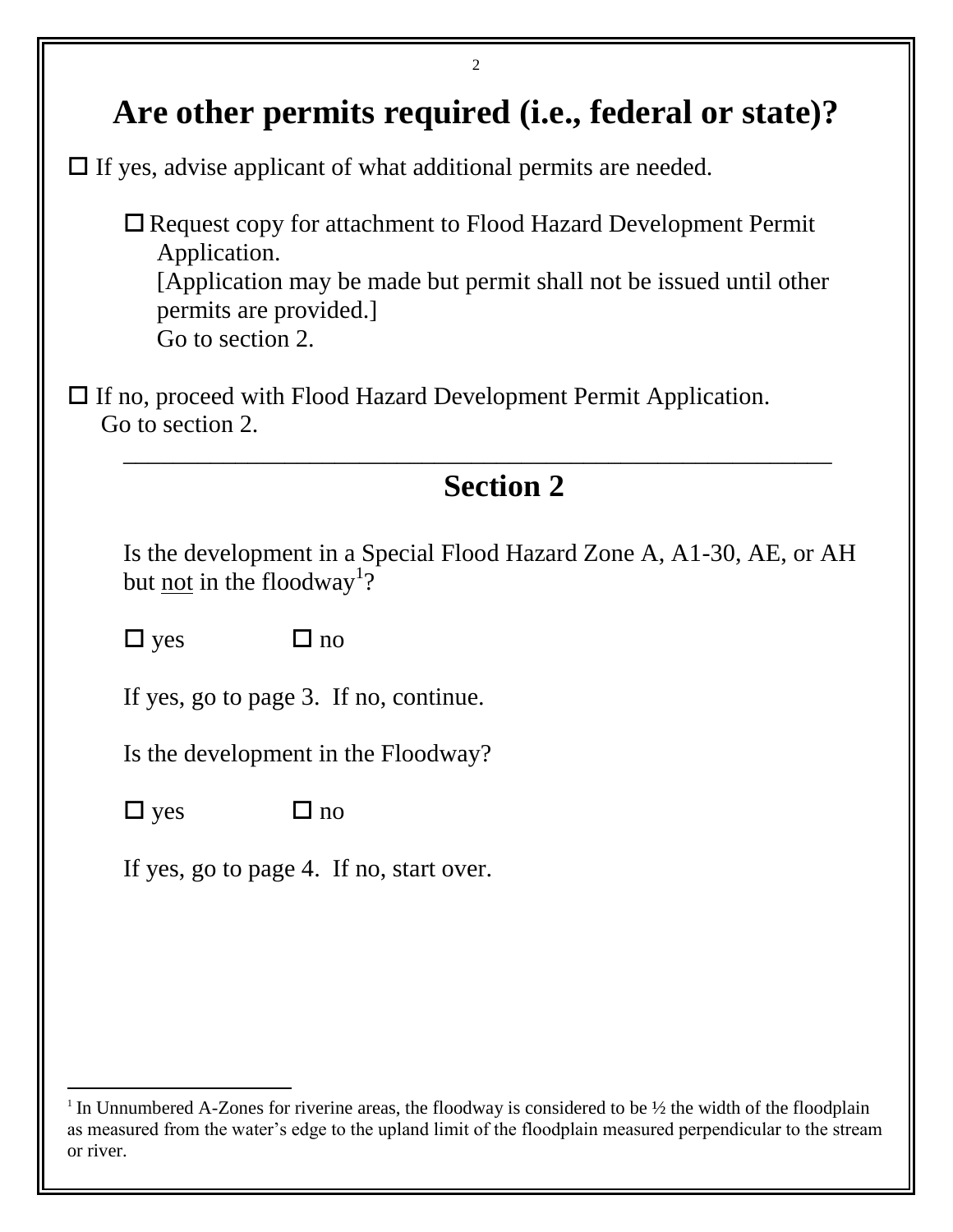# Are other permits required (i.e., federal or state)?

☐ If yes, advise applicant of what additional permits are needed.

> ☐ Request copy for attachment to Flood Hazard Development Permit Application.
> [Application may be made but permit shall not be issued until other permits are provided.]
> Go to section 2.

☐ If no, proceed with Flood Hazard Development Permit Application.
Go to section 2.

---

## Section 2

Is the development in a Special Flood Hazard Zone A, A1-30, AE, or AH but <u>not</u> in the floodway[1]?

☐ yes ☐ no

If yes, go to page 3. If no, continue.

Is the development in the Floodway?

☐ yes ☐ no

If yes, go to page 4. If no, start over.

---

[1] In Unnumbered A-Zones for riverine areas, the floodway is considered to be ½ the width of the floodplain as measured from the water's edge to the upland limit of the floodplain measured perpendicular to the stream or river.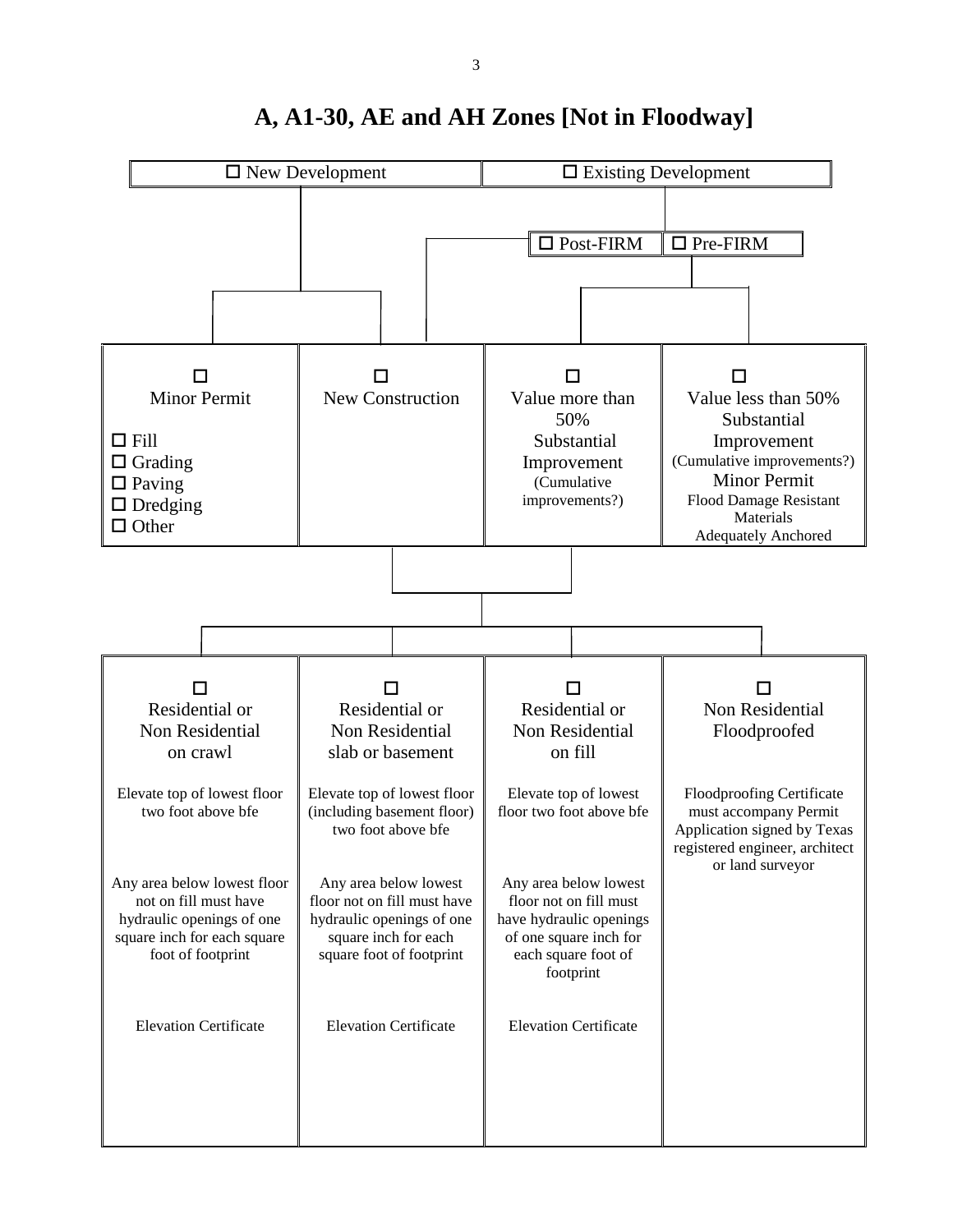# A, A1-30, AE and AH Zones [Not in Floodway]

☐ New Development

☐ Existing Development

- ☐ Post-FIRM
- ☐ Pre-FIRM

| ☐ Minor Permit | ☐ New Construction | ☐ Value more than 50% Substantial Improvement (Cumulative improvements?) | ☐ Value less than 50% Substantial Improvement (Cumulative improvements?) Minor Permit |
|---|---|---|---|
| ☐ Fill<br>☐ Grading<br>☐ Paving<br>☐ Dredging<br>☐ Other | | | Flood Damage Resistant Materials<br>Adequately Anchored |

| ☐ Residential or Non Residential on crawl | ☐ Residential or Non Residential slab or basement | ☐ Residential or Non Residential on fill | ☐ Non Residential Floodproofed |
|---|---|---|---|
| Elevate top of lowest floor two foot above bfe | Elevate top of lowest floor (including basement floor) two foot above bfe | Elevate top of lowest floor two foot above bfe | Floodproofing Certificate must accompany Permit Application signed by Texas registered engineer, architect or land surveyor |
| Any area below lowest floor not on fill must have hydraulic openings of one square inch for each square foot of footprint | Any area below lowest floor not on fill must have hydraulic openings of one square inch for each square foot of footprint | Any area below lowest floor not on fill must have hydraulic openings of one square inch for each square foot of footprint | |
| Elevation Certificate | Elevation Certificate | Elevation Certificate | |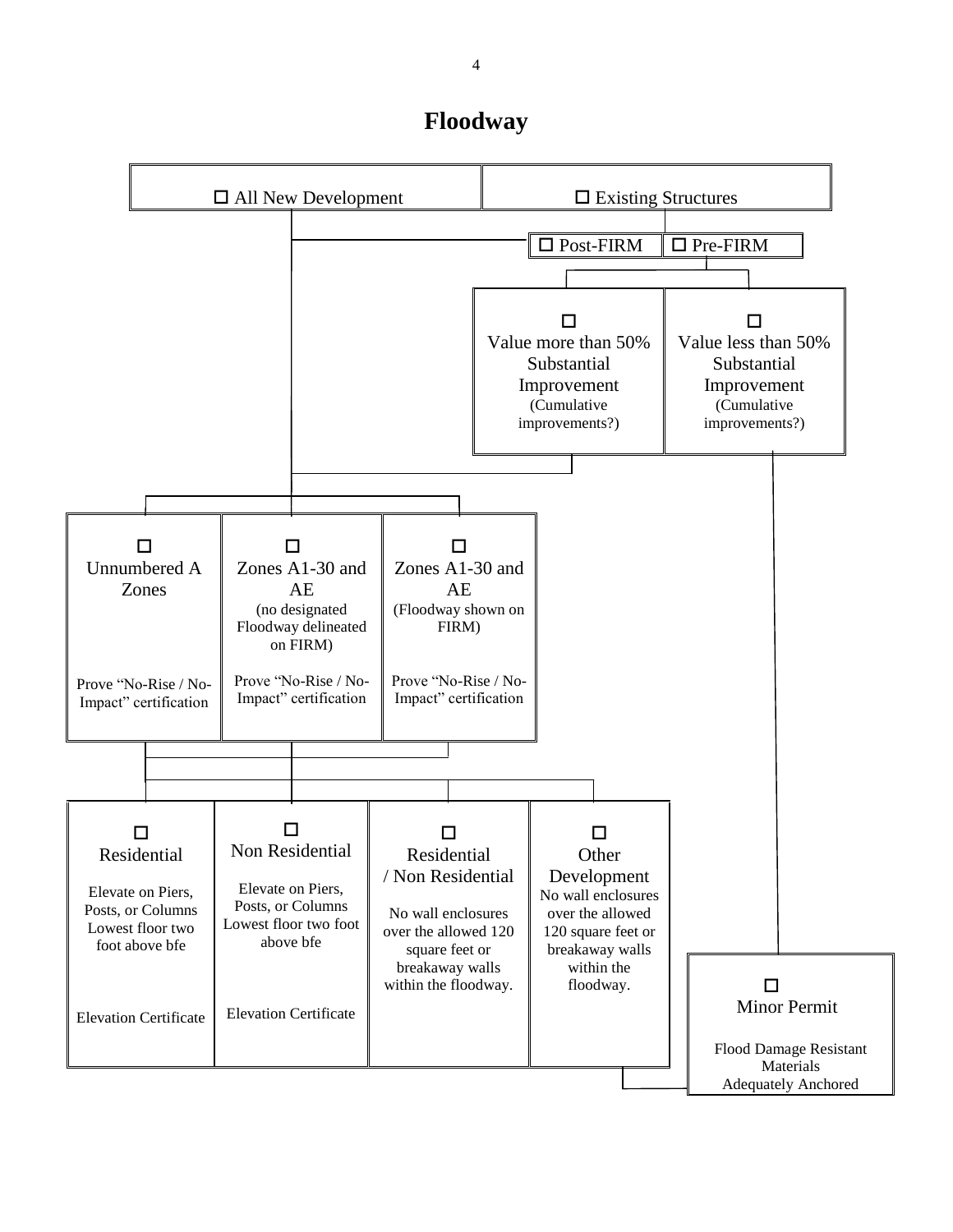# Floodway

☐ All New Development

☐ Existing Structures

☐ Post-FIRM

☐ Pre-FIRM

☐
Value more than 50%
Substantial
Improvement
(Cumulative
improvements?)

☐
Value less than 50%
Substantial
Improvement
(Cumulative
improvements?)

☐
Unnumbered A
Zones

Prove "No-Rise / No-Impact" certification

☐
Zones A1-30 and
AE
(no designated
Floodway delineated
on FIRM)

Prove "No-Rise / No-Impact" certification

☐
Zones A1-30 and
AE
(Floodway shown on
FIRM)

Prove "No-Rise / No-Impact" certification

☐
Residential

Elevate on Piers,
Posts, or Columns
Lowest floor two
foot above bfe

Elevation Certificate

☐
Non Residential

Elevate on Piers,
Posts, or Columns
Lowest floor two foot
above bfe

Elevation Certificate

☐
Residential
/ Non Residential

No wall enclosures
over the allowed 120
square feet or
breakaway walls
within the floodway.

☐
Other
Development
No wall enclosures
over the allowed
120 square feet or
breakaway walls
within the
floodway.

☐
Minor Permit

Flood Damage Resistant
Materials
Adequately Anchored